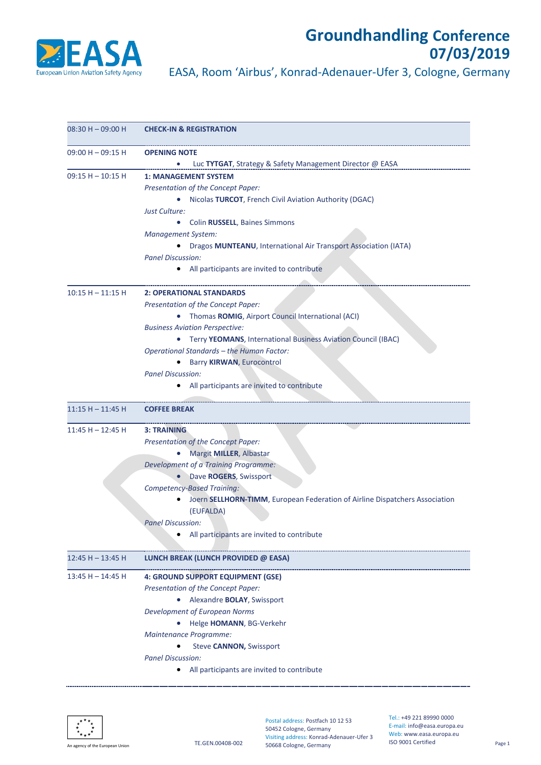# Groundhandling Conference 07/03/2019

EASA, Room 'Airbus', Konrad-Adenauer-Ufer 3, Cologne, Germany

| Time | Programme |
|---|---|
| 08:30 H – 09:00 H | **CHECK-IN & REGISTRATION** |
| 09:00 H – 09:15 H | **OPENING NOTE**<br>• Luc **TYTGAT**, Strategy & Safety Management Director @ EASA |
| 09:15 H – 10:15 H | **1: MANAGEMENT SYSTEM**<br>*Presentation of the Concept Paper:*<br>• Nicolas **TURCOT**, French Civil Aviation Authority (DGAC)<br>*Just Culture:*<br>• Colin **RUSSELL**, Baines Simmons<br>*Management System:*<br>• Dragos **MUNTEANU**, International Air Transport Association (IATA)<br>*Panel Discussion:*<br>• All participants are invited to contribute |
| 10:15 H – 11:15 H | **2: OPERATIONAL STANDARDS**<br>*Presentation of the Concept Paper:*<br>• Thomas **ROMIG**, Airport Council International (ACI)<br>*Business Aviation Perspective:*<br>• Terry **YEOMANS**, International Business Aviation Council (IBAC)<br>*Operational Standards – the Human Factor:*<br>• Barry **KIRWAN**, Eurocontrol<br>*Panel Discussion:*<br>• All participants are invited to contribute |
| 11:15 H – 11:45 H | **COFFEE BREAK** |
| 11:45 H – 12:45 H | **3: TRAINING**<br>*Presentation of the Concept Paper:*<br>• Margit **MILLER**, Albastar<br>*Development of a Training Programme:*<br>• Dave **ROGERS**, Swissport<br>*Competency-Based Training:*<br>• Joern **SELLHORN-TIMM**, European Federation of Airline Dispatchers Association (EUFALDA)<br>*Panel Discussion:*<br>• All participants are invited to contribute |
| 12:45 H – 13:45 H | **LUNCH BREAK (LUNCH PROVIDED @ EASA)** |
| 13:45 H – 14:45 H | **4: GROUND SUPPORT EQUIPMENT (GSE)**<br>*Presentation of the Concept Paper:*<br>• Alexandre **BOLAY**, Swissport<br>*Development of European Norms*<br>• Helge **HOMANN**, BG-Verkehr<br>*Maintenance Programme:*<br>• Steve **CANNON,** Swissport<br>*Panel Discussion:*<br>• All participants are invited to contribute |

TE.GEN.00408-002

Postal address: Postfach 10 12 53, 50452 Cologne, Germany
Visiting address: Konrad-Adenauer-Ufer 3, 50668 Cologne, Germany

Tel.: +49 221 89990 0000
E-mail: info@easa.europa.eu
Web: www.easa.europa.eu
ISO 9001 Certified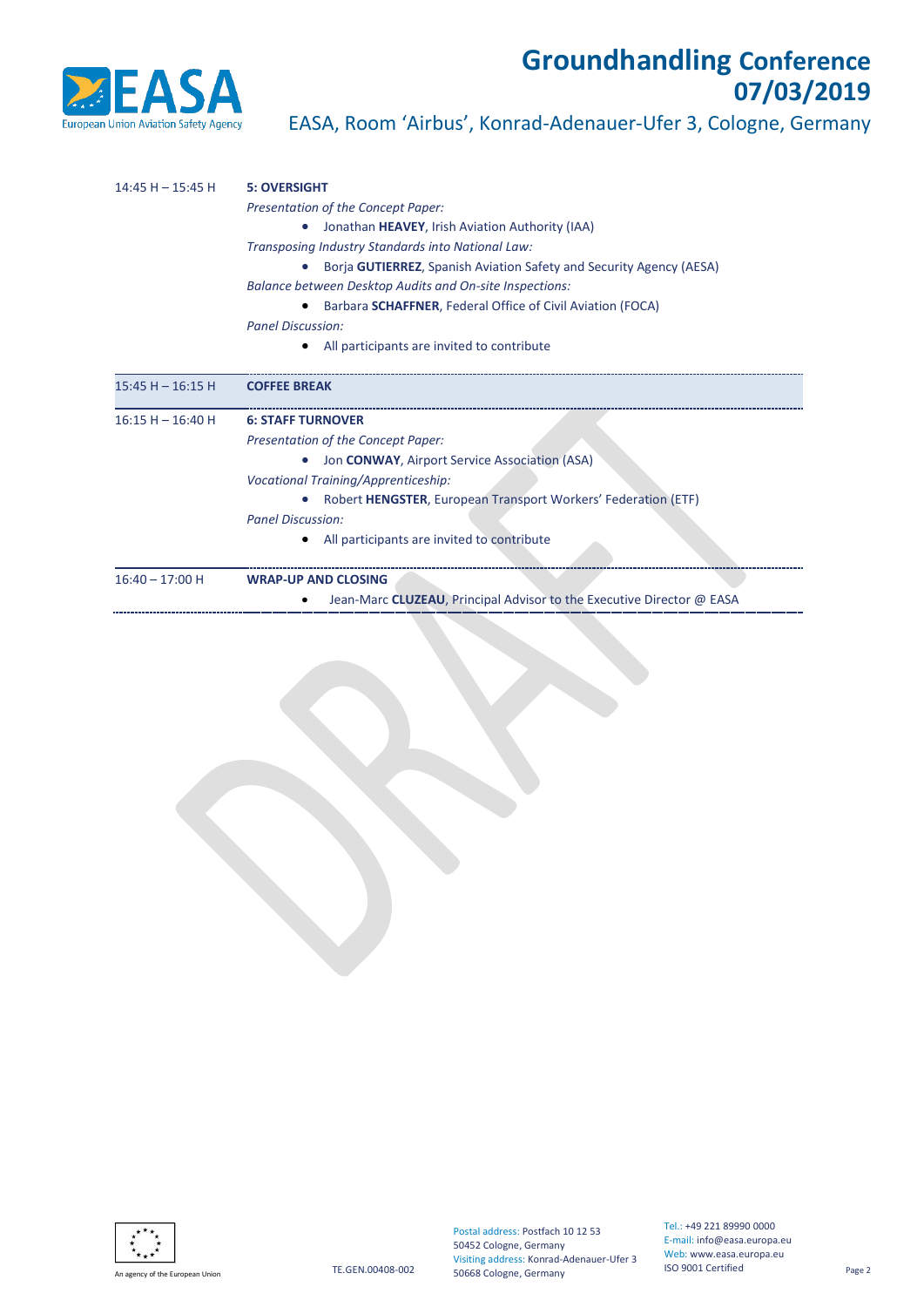| | |
|---|---|
| 14:45 H – 15:45 H | **5: OVERSIGHT**<br>*Presentation of the Concept Paper:*<br>• Jonathan **HEAVEY**, Irish Aviation Authority (IAA)<br>*Transposing Industry Standards into National Law:*<br>• Borja **GUTIERREZ**, Spanish Aviation Safety and Security Agency (AESA)<br>*Balance between Desktop Audits and On-site Inspections:*<br>• Barbara **SCHAFFNER**, Federal Office of Civil Aviation (FOCA)<br>*Panel Discussion:*<br>• All participants are invited to contribute |
| 15:45 H – 16:15 H | **COFFEE BREAK** |
| 16:15 H – 16:40 H | **6: STAFF TURNOVER**<br>*Presentation of the Concept Paper:*<br>• Jon **CONWAY**, Airport Service Association (ASA)<br>*Vocational Training/Apprenticeship:*<br>• Robert **HENGSTER**, European Transport Workers' Federation (ETF)<br>*Panel Discussion:*<br>• All participants are invited to contribute |
| 16:40 – 17:00 H | **WRAP-UP AND CLOSING**<br>• Jean-Marc **CLUZEAU**, Principal Advisor to the Executive Director @ EASA |